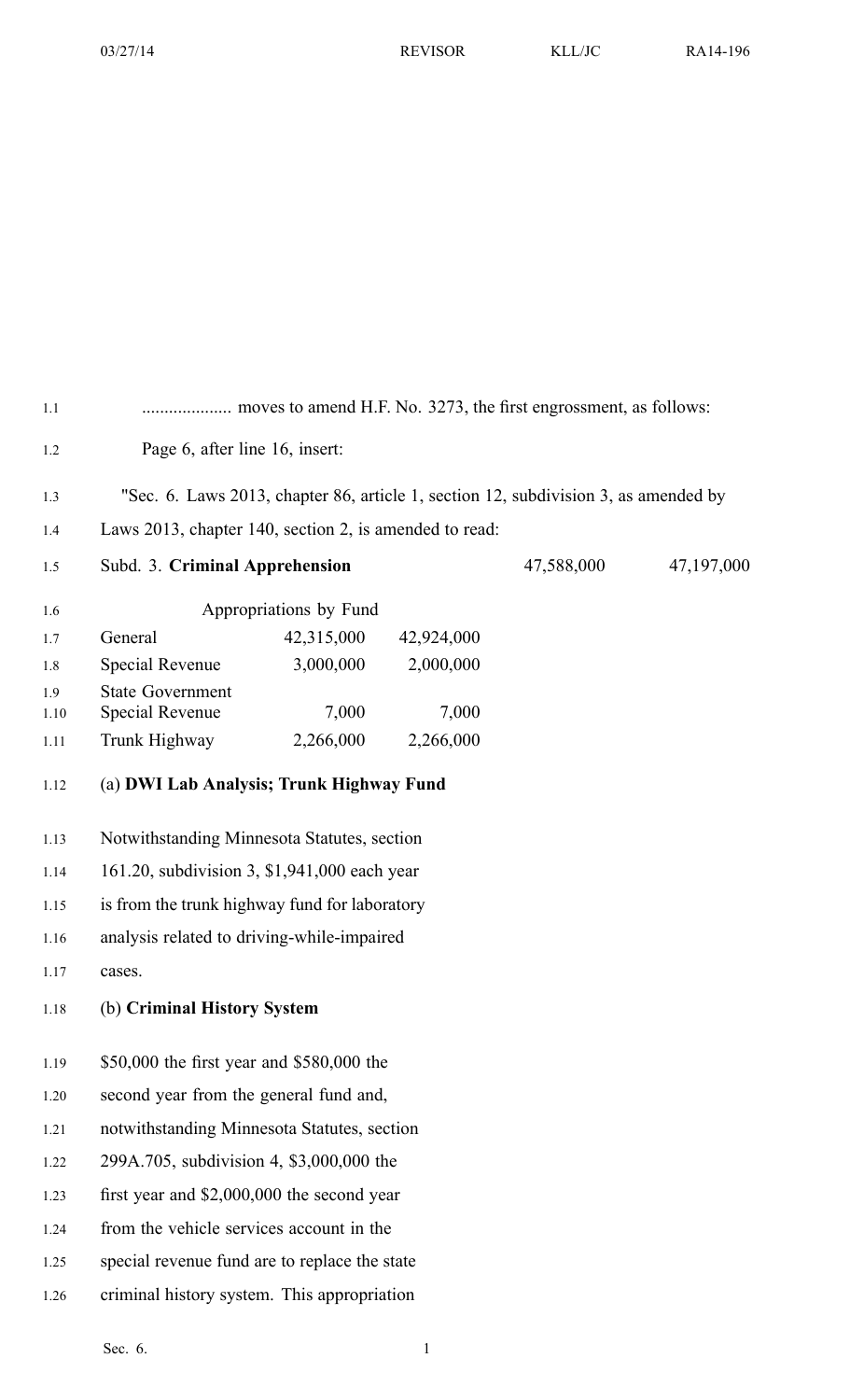.................... moves to amend H.F. No. 3273, the first engrossment, as follows:

Page 6, after line 16, insert:

"Sec. 6. Laws 2013, chapter 86, article 1, section 12, subdivision 3, as amended by Laws 2013, chapter 140, section 2, is amended to read:

| Subd. 3. **Criminal Apprehension** | | | 47,588,000 | 47,197,000 |
|---|---|---|---|---|
| Appropriations by Fund | | | | |
| General | 42,315,000 | 42,924,000 | | |
| Special Revenue | 3,000,000 | 2,000,000 | | |
| State Government Special Revenue | 7,000 | 7,000 | | |
| Trunk Highway | 2,266,000 | 2,266,000 | | |

(a) **DWI Lab Analysis; Trunk Highway Fund**

Notwithstanding Minnesota Statutes, section 161.20, subdivision 3, $1,941,000 each year is from the trunk highway fund for laboratory analysis related to driving-while-impaired cases.

(b) **Criminal History System**

$50,000 the first year and $580,000 the second year from the general fund and, notwithstanding Minnesota Statutes, section 299A.705, subdivision 4, $3,000,000 the first year and $2,000,000 the second year from the vehicle services account in the special revenue fund are to replace the state criminal history system. This appropriation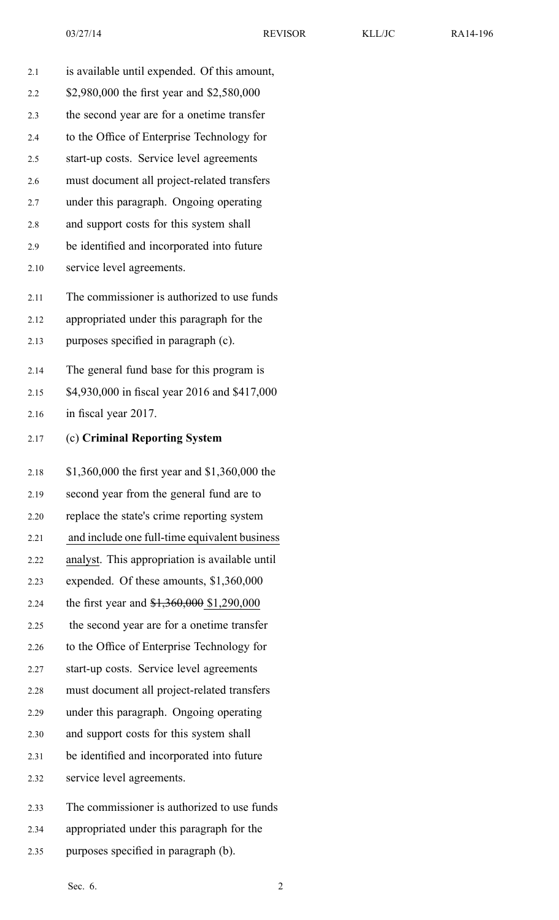is available until expended. Of this amount, $2,980,000 the first year and $2,580,000 the second year are for a onetime transfer to the Office of Enterprise Technology for start-up costs. Service level agreements must document all project-related transfers under this paragraph. Ongoing operating and support costs for this system shall be identified and incorporated into future service level agreements.

The commissioner is authorized to use funds appropriated under this paragraph for the purposes specified in paragraph (c).

The general fund base for this program is $4,930,000 in fiscal year 2016 and $417,000 in fiscal year 2017.

(c) **Criminal Reporting System**

$1,360,000 the first year and $1,360,000 the second year from the general fund are to replace the state's crime reporting system <u>and include one full-time equivalent business analyst</u>. This appropriation is available until expended. Of these amounts, $1,360,000 the first year and ~~$1,360,000~~ <u>$1,290,000</u> the second year are for a onetime transfer to the Office of Enterprise Technology for start-up costs. Service level agreements must document all project-related transfers under this paragraph. Ongoing operating and support costs for this system shall be identified and incorporated into future service level agreements.

The commissioner is authorized to use funds appropriated under this paragraph for the purposes specified in paragraph (b).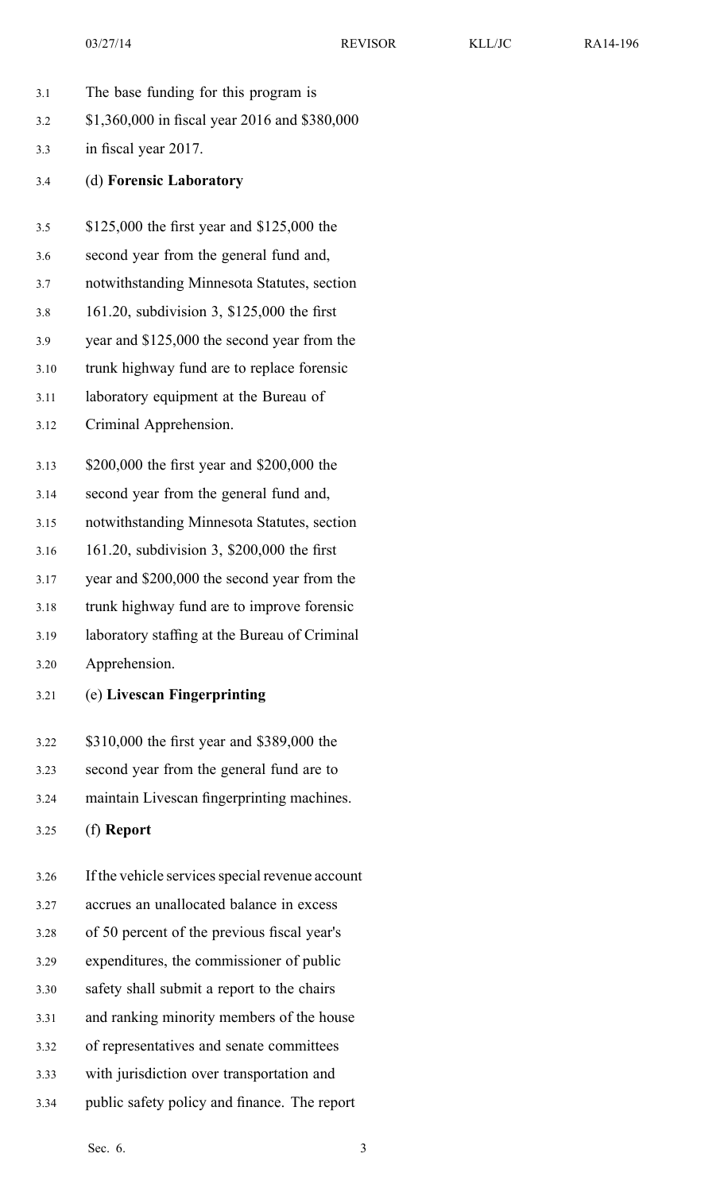The base funding for this program is $1,360,000 in fiscal year 2016 and $380,000 in fiscal year 2017.

(d) **Forensic Laboratory**

$125,000 the first year and $125,000 the second year from the general fund and, notwithstanding Minnesota Statutes, section 161.20, subdivision 3, $125,000 the first year and $125,000 the second year from the trunk highway fund are to replace forensic laboratory equipment at the Bureau of Criminal Apprehension.

$200,000 the first year and $200,000 the second year from the general fund and, notwithstanding Minnesota Statutes, section 161.20, subdivision 3, $200,000 the first year and $200,000 the second year from the trunk highway fund are to improve forensic laboratory staffing at the Bureau of Criminal Apprehension.

(e) **Livescan Fingerprinting**

$310,000 the first year and $389,000 the second year from the general fund are to maintain Livescan fingerprinting machines.

(f) **Report**

If the vehicle services special revenue account accrues an unallocated balance in excess of 50 percent of the previous fiscal year's expenditures, the commissioner of public safety shall submit a report to the chairs and ranking minority members of the house of representatives and senate committees with jurisdiction over transportation and public safety policy and finance. The report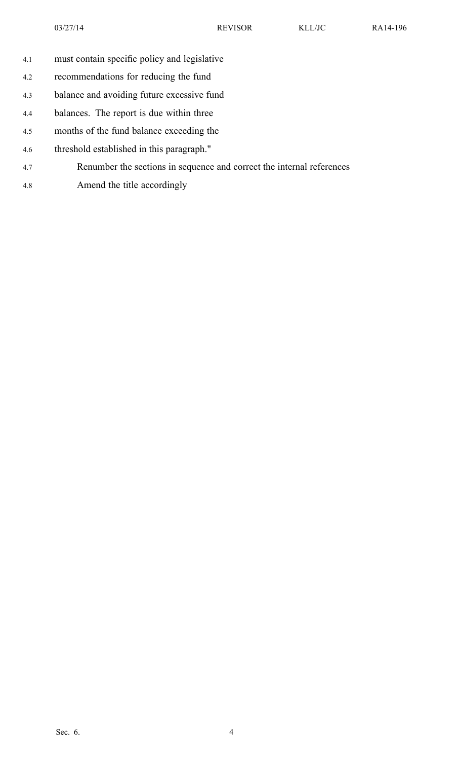must contain specific policy and legislative
recommendations for reducing the fund
balance and avoiding future excessive fund
balances. The report is due within three
months of the fund balance exceeding the
threshold established in this paragraph."

Renumber the sections in sequence and correct the internal references

Amend the title accordingly